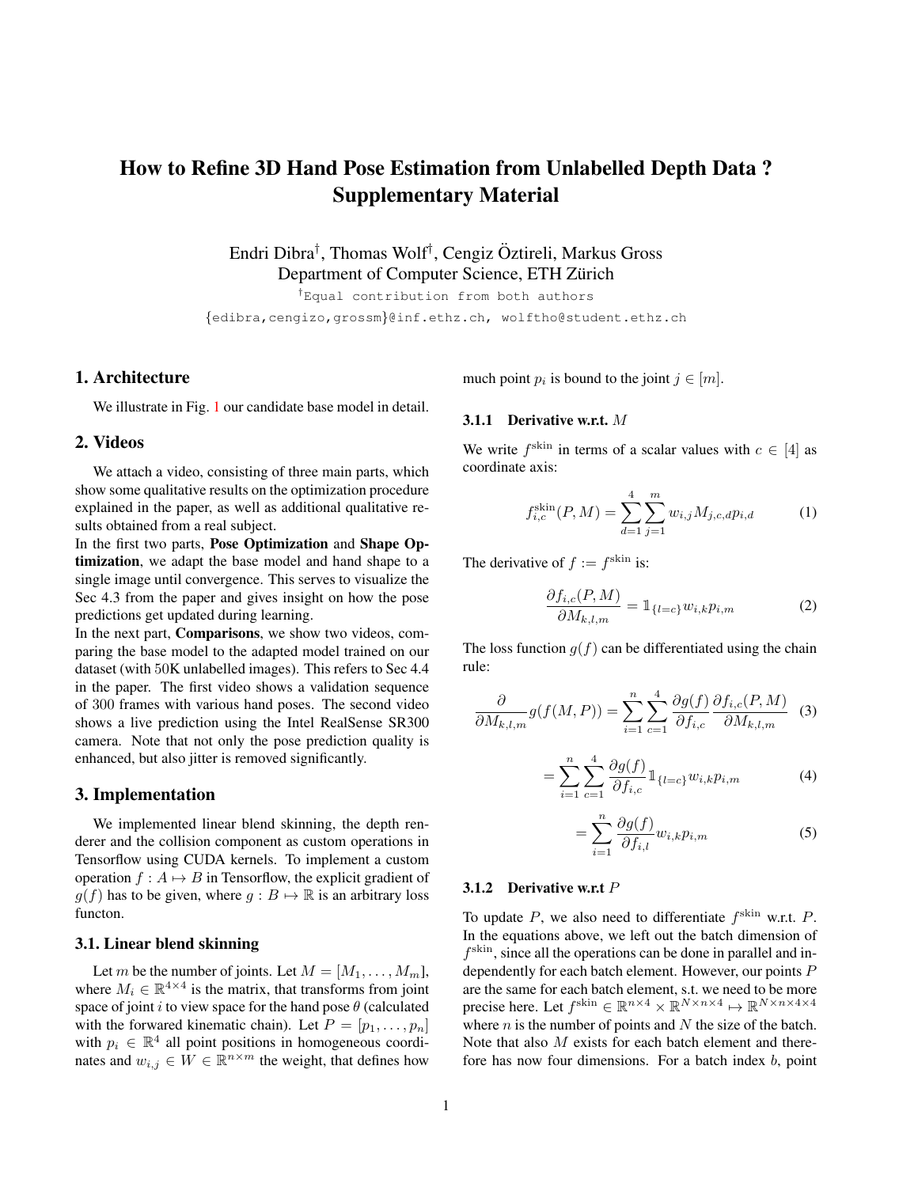# How to Refine 3D Hand Pose Estimation from Unlabelled Depth Data ? Supplementary Material

Endri Dibra[†], Thomas Wolf[†], Cengiz Öztireli, Markus Gross
Department of Computer Science, ETH Zürich

[†]Equal contribution from both authors

{edibra,cengizo,grossm}@inf.ethz.ch, wolftho@student.ethz.ch

## 1. Architecture

We illustrate in Fig. 1 our candidate base model in detail.

## 2. Videos

We attach a video, consisting of three main parts, which show some qualitative results on the optimization procedure explained in the paper, as well as additional qualitative results obtained from a real subject.

In the first two parts, **Pose Optimization** and **Shape Optimization**, we adapt the base model and hand shape to a single image until convergence. This serves to visualize the Sec 4.3 from the paper and gives insight on how the pose predictions get updated during learning.

In the next part, **Comparisons**, we show two videos, comparing the base model to the adapted model trained on our dataset (with 50K unlabelled images). This refers to Sec 4.4 in the paper. The first video shows a validation sequence of 300 frames with various hand poses. The second video shows a live prediction using the Intel RealSense SR300 camera. Note that not only the pose prediction quality is enhanced, but also jitter is removed significantly.

## 3. Implementation

We implemented linear blend skinning, the depth renderer and the collision component as custom operations in Tensorflow using CUDA kernels. To implement a custom operation $f : A \mapsto B$ in Tensorflow, the explicit gradient of $g(f)$ has to be given, where $g : B \mapsto \mathbb{R}$ is an arbitrary loss functon.

### 3.1. Linear blend skinning

Let $m$ be the number of joints. Let $M = [M_1, \ldots, M_m]$, where $M_i \in \mathbb{R}^{4\times4}$ is the matrix, that transforms from joint space of joint $i$ to view space for the hand pose $\theta$ (calculated with the forward kinematic chain). Let $P = [p_1, \ldots, p_n]$ with $p_i \in \mathbb{R}^4$ all point positions in homogeneous coordinates and $w_{i,j} \in W \in \mathbb{R}^{n\times m}$ the weight, that defines how much point $p_i$ is bound to the joint $j \in [m]$.

#### 3.1.1 Derivative w.r.t. $M$

We write $f^{\text{skin}}$ in terms of a scalar values with $c \in [4]$ as coordinate axis:

$$f^{\text{skin}}_{i,c}(P, M) = \sum_{d=1}^{4} \sum_{j=1}^{m} w_{i,j} M_{j,c,d} p_{i,d} \tag{1}$$

The derivative of $f := f^{\text{skin}}$ is:

$$\frac{\partial f_{i,c}(P, M)}{\partial M_{k,l,m}} = \mathbb{1}_{\{l=c\}} w_{i,k} p_{i,m} \tag{2}$$

The loss function $g(f)$ can be differentiated using the chain rule:

$$\frac{\partial}{\partial M_{k,l,m}} g(f(M, P)) = \sum_{i=1}^{n} \sum_{c=1}^{4} \frac{\partial g(f)}{\partial f_{i,c}} \frac{\partial f_{i,c}(P, M)}{\partial M_{k,l,m}} \tag{3}$$

$$= \sum_{i=1}^{n} \sum_{c=1}^{4} \frac{\partial g(f)}{\partial f_{i,c}} \mathbb{1}_{\{l=c\}} w_{i,k} p_{i,m} \tag{4}$$

$$= \sum_{i=1}^{n} \frac{\partial g(f)}{\partial f_{i,l}} w_{i,k} p_{i,m} \tag{5}$$

#### 3.1.2 Derivative w.r.t $P$

To update $P$, we also need to differentiate $f^{\text{skin}}$ w.r.t. $P$. In the equations above, we left out the batch dimension of $f^{\text{skin}}$, since all the operations can be done in parallel and independently for each batch element. However, our points $P$ are the same for each batch element, s.t. we need to be more precise here. Let $f^{\text{skin}} \in \mathbb{R}^{n\times4} \times \mathbb{R}^{N\times n\times4} \mapsto \mathbb{R}^{N\times n\times4\times4}$ where $n$ is the number of points and $N$ the size of the batch. Note that also $M$ exists for each batch element and therefore has now four dimensions. For a batch index $b$, point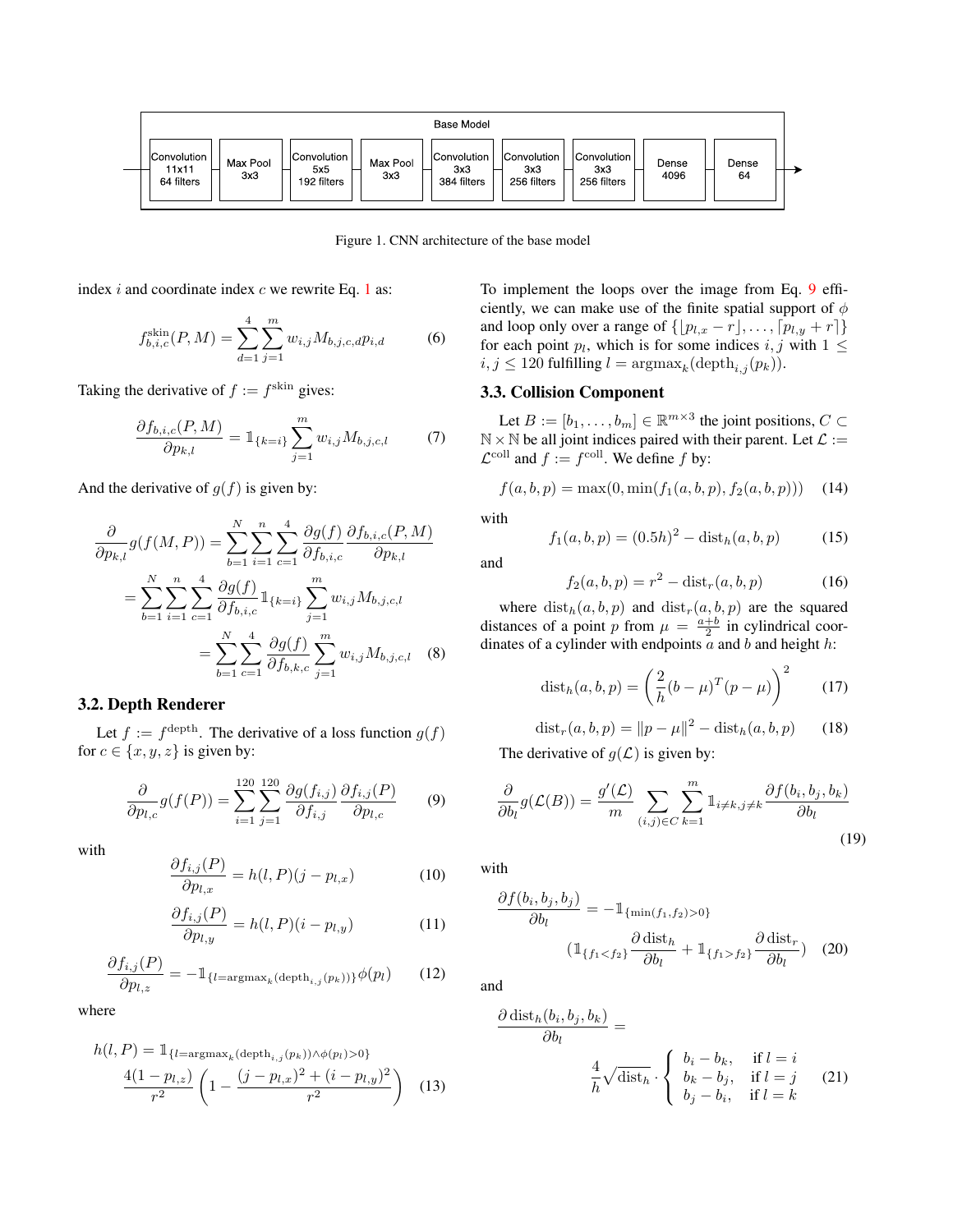Base Model

| Convolution 11x11 64 filters | Max Pool 3x3 | Convolution 5x5 192 filters | Max Pool 3x3 | Convolution 3x3 384 filters | Convolution 3x3 256 filters | Convolution 3x3 256 filters | Dense 4096 | Dense 64 |
|---|---|---|---|---|---|---|---|---|

Figure 1. CNN architecture of the base model

index $i$ and coordinate index $c$ we rewrite Eq. 1 as:

$$f^{\text{skin}}_{b,i,c}(P,M) = \sum_{d=1}^{4}\sum_{j=1}^{m} w_{i,j} M_{b,j,c,d} p_{i,d} \tag{6}$$

Taking the derivative of $f := f^{\text{skin}}$ gives:

$$\frac{\partial f_{b,i,c}(P,M)}{\partial p_{k,l}} = \mathbb{1}_{\{k=i\}} \sum_{j=1}^{m} w_{i,j} M_{b,j,c,l} \tag{7}$$

And the derivative of $g(f)$ is given by:

$$\begin{aligned}
\frac{\partial}{\partial p_{k,l}} g(f(M,P)) &= \sum_{b=1}^{N}\sum_{i=1}^{n}\sum_{c=1}^{4} \frac{\partial g(f)}{\partial f_{b,i,c}} \frac{\partial f_{b,i,c}(P,M)}{\partial p_{k,l}} \\
&= \sum_{b=1}^{N}\sum_{i=1}^{n}\sum_{c=1}^{4} \frac{\partial g(f)}{\partial f_{b,i,c}} \mathbb{1}_{\{k=i\}} \sum_{j=1}^{m} w_{i,j} M_{b,j,c,l} \\
&= \sum_{b=1}^{N}\sum_{c=1}^{4} \frac{\partial g(f)}{\partial f_{b,k,c}} \sum_{j=1}^{m} w_{i,j} M_{b,j,c,l}
\end{aligned} \tag{8}$$

### 3.2. Depth Renderer

Let $f := f^{\text{depth}}$. The derivative of a loss function $g(f)$ for $c \in \{x,y,z\}$ is given by:

$$\frac{\partial}{\partial p_{l,c}} g(f(P)) = \sum_{i=1}^{120}\sum_{j=1}^{120} \frac{\partial g(f_{i,j})}{\partial f_{i,j}} \frac{\partial f_{i,j}(P)}{\partial p_{l,c}} \tag{9}$$

with

$$\frac{\partial f_{i,j}(P)}{\partial p_{l,x}} = h(l,P)(j - p_{l,x}) \tag{10}$$

$$\frac{\partial f_{i,j}(P)}{\partial p_{l,y}} = h(l,P)(i - p_{l,y}) \tag{11}$$

$$\frac{\partial f_{i,j}(P)}{\partial p_{l,z}} = -\mathbb{1}_{\{l=\operatorname{argmax}_k(\text{depth}_{i,j}(p_k))\}} \phi(p_l) \tag{12}$$

where

$$h(l,P) = \mathbb{1}_{\{l=\operatorname{argmax}_k(\text{depth}_{i,j}(p_k)) \wedge \phi(p_l)>0\}} \frac{4(1-p_{l,z})}{r^2}\left(1 - \frac{(j-p_{l,x})^2 + (i-p_{l,y})^2}{r^2}\right) \tag{13}$$

To implement the loops over the image from Eq. 9 efficiently, we can make use of the finite spatial support of $\phi$ and loop only over a range of $\{\lfloor p_{l,x} - r \rfloor, \dots, \lceil p_{l,y} + r \rceil\}$ for each point $p_l$, which is for some indices $i,j$ with $1 \leq i,j \leq 120$ fulfilling $l = \operatorname{argmax}_k(\text{depth}_{i,j}(p_k))$.

### 3.3. Collision Component

Let $B := [b_1, \dots, b_m] \in \mathbb{R}^{m \times 3}$ the joint positions, $C \subset \mathbb{N} \times \mathbb{N}$ be all joint indices paired with their parent. Let $\mathcal{L} := \mathcal{L}^{\text{coll}}$ and $f := f^{\text{coll}}$. We define $f$ by:

$$f(a,b,p) = \max(0, \min(f_1(a,b,p), f_2(a,b,p))) \tag{14}$$

with

$$f_1(a,b,p) = (0.5h)^2 - \text{dist}_h(a,b,p) \tag{15}$$

and

$$f_2(a,b,p) = r^2 - \text{dist}_r(a,b,p) \tag{16}$$

where $\text{dist}_h(a,b,p)$ and $\text{dist}_r(a,b,p)$ are the squared distances of a point $p$ from $\mu = \frac{a+b}{2}$ in cylindrical coordinates of a cylinder with endpoints $a$ and $b$ and height $h$:

$$\text{dist}_h(a,b,p) = \left(\frac{2}{h}(b-\mu)^T(p-\mu)\right)^2 \tag{17}$$

$$\text{dist}_r(a,b,p) = \|p-\mu\|^2 - \text{dist}_h(a,b,p) \tag{18}$$

The derivative of $g(\mathcal{L})$ is given by:

$$\frac{\partial}{\partial b_l} g(\mathcal{L}(B)) = \frac{g'(\mathcal{L})}{m} \sum_{(i,j)\in C} \sum_{k=1}^{m} \mathbb{1}_{i \neq k, j \neq k} \frac{\partial f(b_i, b_j, b_k)}{\partial b_l} \tag{19}$$

with

$$\frac{\partial f(b_i,b_j,b_j)}{\partial b_l} = -\mathbb{1}_{\{\min(f_1,f_2)>0\}} \left(\mathbb{1}_{\{f_1<f_2\}} \frac{\partial\, \text{dist}_h}{\partial b_l} + \mathbb{1}_{\{f_1>f_2\}} \frac{\partial\, \text{dist}_r}{\partial b_l}\right) \tag{20}$$

and

$$\frac{\partial\, \text{dist}_h(b_i,b_j,b_k)}{\partial b_l} = \frac{4}{h}\sqrt{\text{dist}_h} \cdot \begin{cases} b_i - b_k, & \text{if } l = i \\ b_k - b_j, & \text{if } l = j \\ b_j - b_i, & \text{if } l = k \end{cases} \tag{21}$$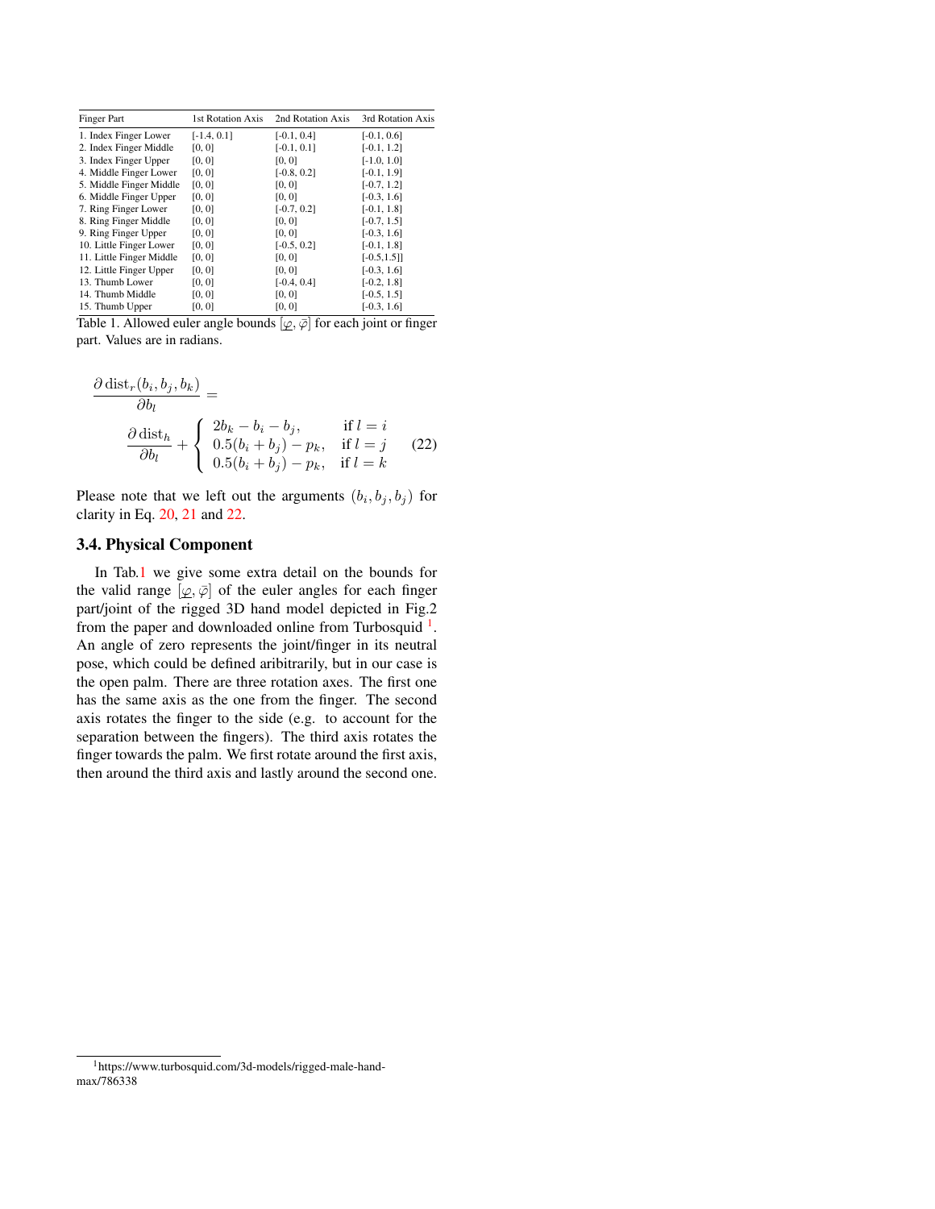| Finger Part | 1st Rotation Axis | 2nd Rotation Axis | 3rd Rotation Axis |
|---|---|---|---|
| 1. Index Finger Lower | [-1.4, 0.1] | [-0.1, 0.4] | [-0.1, 0.6] |
| 2. Index Finger Middle | [0, 0] | [-0.1, 0.1] | [-0.1, 1.2] |
| 3. Index Finger Upper | [0, 0] | [0, 0] | [-1.0, 1.0] |
| 4. Middle Finger Lower | [0, 0] | [-0.8, 0.2] | [-0.1, 1.9] |
| 5. Middle Finger Middle | [0, 0] | [0, 0] | [-0.7, 1.2] |
| 6. Middle Finger Upper | [0, 0] | [0, 0] | [-0.3, 1.6] |
| 7. Ring Finger Lower | [0, 0] | [-0.7, 0.2] | [-0.1, 1.8] |
| 8. Ring Finger Middle | [0, 0] | [0, 0] | [-0.7, 1.5] |
| 9. Ring Finger Upper | [0, 0] | [0, 0] | [-0.3, 1.6] |
| 10. Little Finger Lower | [0, 0] | [-0.5, 0.2] | [-0.1, 1.8] |
| 11. Little Finger Middle | [0, 0] | [0, 0] | [-0.5,1.5]] |
| 12. Little Finger Upper | [0, 0] | [0, 0] | [-0.3, 1.6] |
| 13. Thumb Lower | [0, 0] | [-0.4, 0.4] | [-0.2, 1.8] |
| 14. Thumb Middle | [0, 0] | [0, 0] | [-0.5, 1.5] |
| 15. Thumb Upper | [0, 0] | [0, 0] | [-0.3, 1.6] |

Table 1. Allowed euler angle bounds $[\underline{\varphi}, \bar{\varphi}]$ for each joint or finger part. Values are in radians.

$$\frac{\partial \operatorname{dist}_r(b_i, b_j, b_k)}{\partial b_l} = \frac{\partial \operatorname{dist}_h}{\partial b_l} + \begin{cases} 2b_k - b_i - b_j, & \text{if } l = i \\ 0.5(b_i + b_j) - p_k, & \text{if } l = j \\ 0.5(b_i + b_j) - p_k, & \text{if } l = k \end{cases} \tag{22}$$

Please note that we left out the arguments $(b_i, b_j, b_j)$ for clarity in Eq. 20, 21 and 22.

### 3.4. Physical Component

In Tab.1 we give some extra detail on the bounds for the valid range $[\underline{\varphi}, \bar{\varphi}]$ of the euler angles for each finger part/joint of the rigged 3D hand model depicted in Fig.2 from the paper and downloaded online from Turbosquid [1]. An angle of zero represents the joint/finger in its neutral pose, which could be defined aribitrarily, but in our case is the open palm. There are three rotation axes. The first one has the same axis as the one from the finger. The second axis rotates the finger to the side (e.g. to account for the separation between the fingers). The third axis rotates the finger towards the palm. We first rotate around the first axis, then around the third axis and lastly around the second one.

[1] https://www.turbosquid.com/3d-models/rigged-male-hand-max/786338